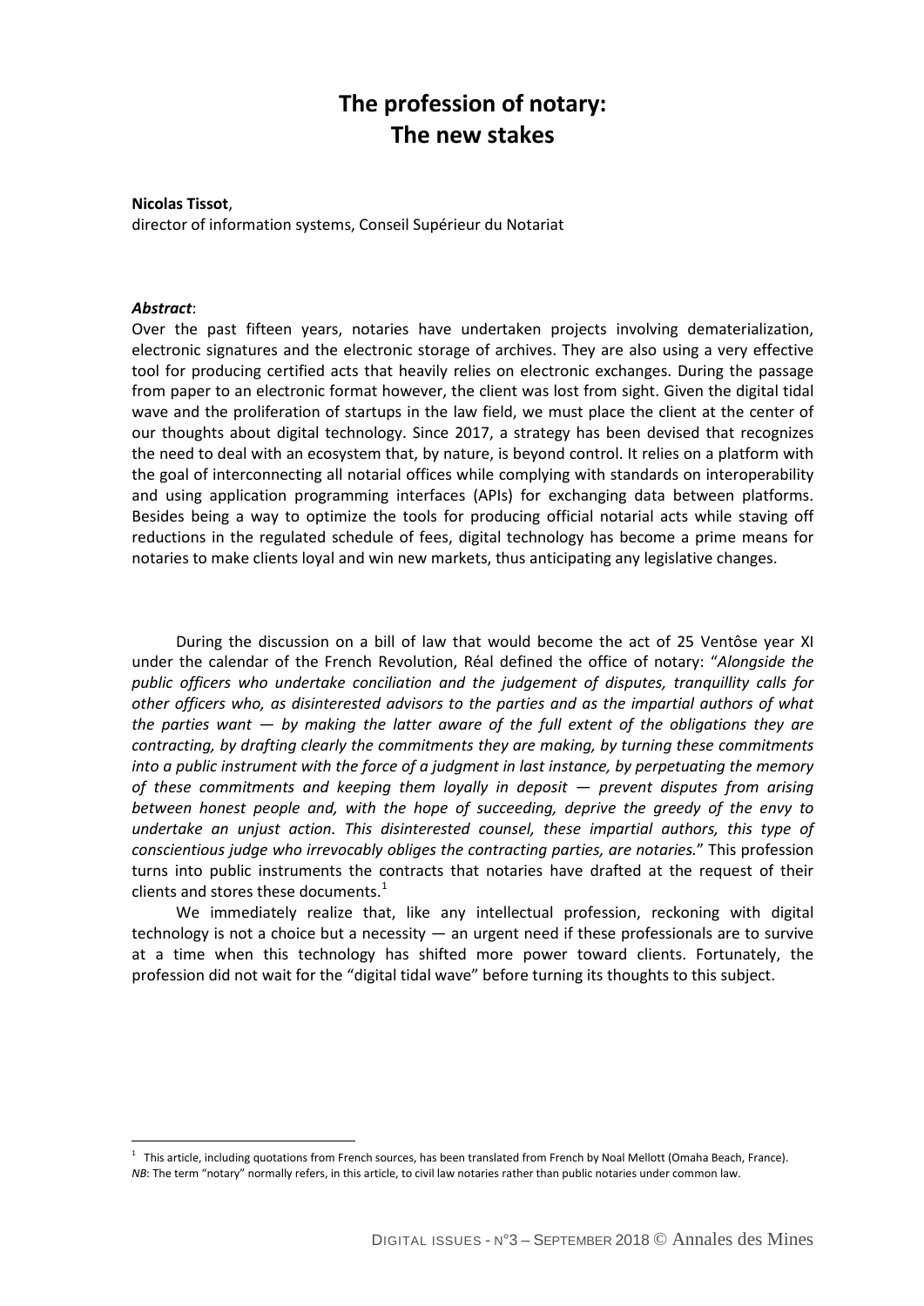# The profession of notary: The new stakes

**Nicolas Tissot**,
director of information systems, Conseil Supérieur du Notariat

***Abstract***:
Over the past fifteen years, notaries have undertaken projects involving dematerialization, electronic signatures and the electronic storage of archives. They are also using a very effective tool for producing certified acts that heavily relies on electronic exchanges. During the passage from paper to an electronic format however, the client was lost from sight. Given the digital tidal wave and the proliferation of startups in the law field, we must place the client at the center of our thoughts about digital technology. Since 2017, a strategy has been devised that recognizes the need to deal with an ecosystem that, by nature, is beyond control. It relies on a platform with the goal of interconnecting all notarial offices while complying with standards on interoperability and using application programming interfaces (APIs) for exchanging data between platforms. Besides being a way to optimize the tools for producing official notarial acts while staving off reductions in the regulated schedule of fees, digital technology has become a prime means for notaries to make clients loyal and win new markets, thus anticipating any legislative changes.

During the discussion on a bill of law that would become the act of 25 Ventôse year XI under the calendar of the French Revolution, Réal defined the office of notary: "*Alongside the public officers who undertake conciliation and the judgement of disputes, tranquillity calls for other officers who, as disinterested advisors to the parties and as the impartial authors of what the parties want — by making the latter aware of the full extent of the obligations they are contracting, by drafting clearly the commitments they are making, by turning these commitments into a public instrument with the force of a judgment in last instance, by perpetuating the memory of these commitments and keeping them loyally in deposit — prevent disputes from arising between honest people and, with the hope of succeeding, deprive the greedy of the envy to undertake an unjust action. This disinterested counsel, these impartial authors, this type of conscientious judge who irrevocably obliges the contracting parties, are notaries.*" This profession turns into public instruments the contracts that notaries have drafted at the request of their clients and stores these documents.[1]

We immediately realize that, like any intellectual profession, reckoning with digital technology is not a choice but a necessity — an urgent need if these professionals are to survive at a time when this technology has shifted more power toward clients. Fortunately, the profession did not wait for the "digital tidal wave" before turning its thoughts to this subject.

[1] This article, including quotations from French sources, has been translated from French by Noal Mellott (Omaha Beach, France).
*NB*: The term "notary" normally refers, in this article, to civil law notaries rather than public notaries under common law.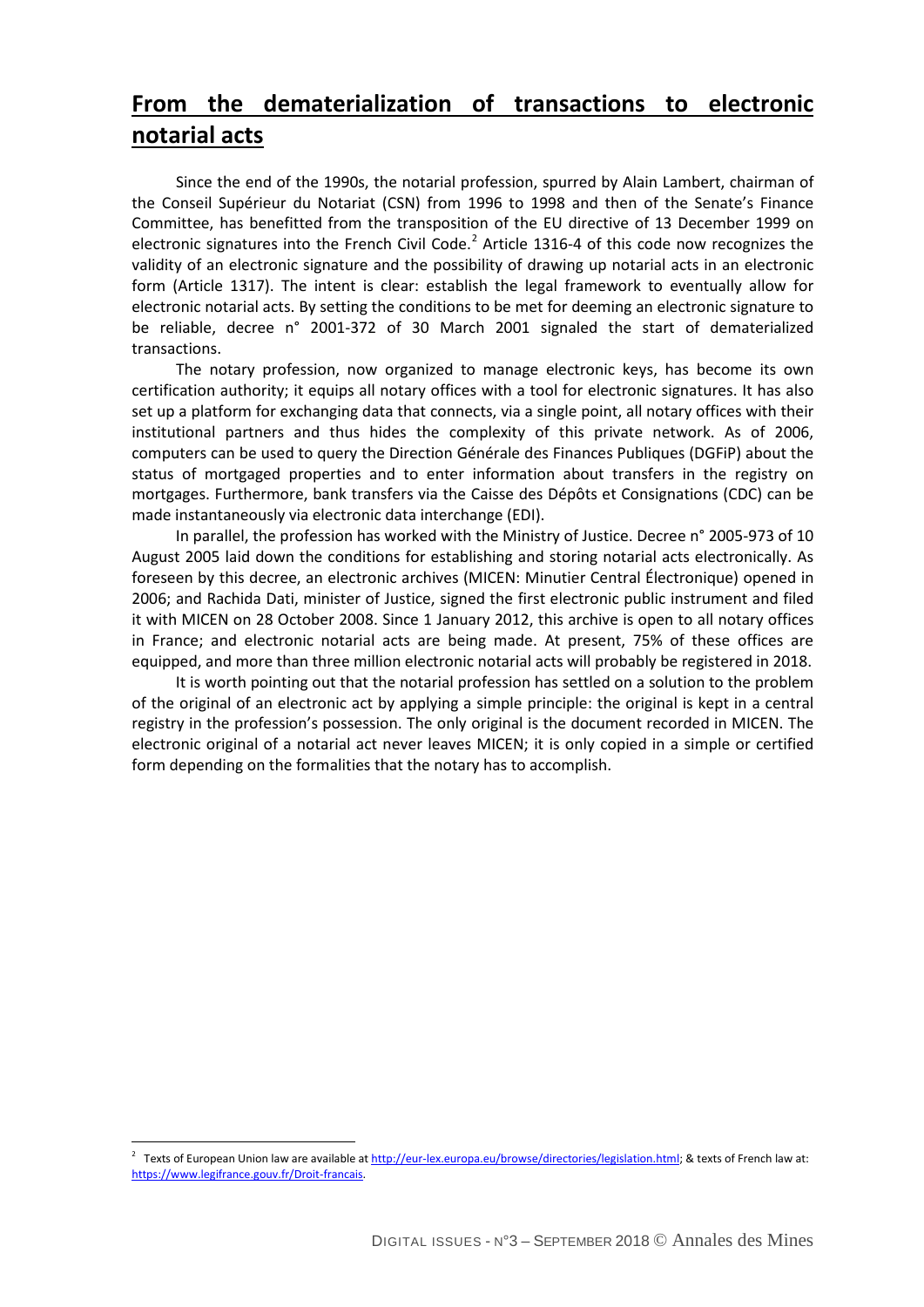## From the dematerialization of transactions to electronic notarial acts

Since the end of the 1990s, the notarial profession, spurred by Alain Lambert, chairman of the Conseil Supérieur du Notariat (CSN) from 1996 to 1998 and then of the Senate's Finance Committee, has benefitted from the transposition of the EU directive of 13 December 1999 on electronic signatures into the French Civil Code.[2] Article 1316-4 of this code now recognizes the validity of an electronic signature and the possibility of drawing up notarial acts in an electronic form (Article 1317). The intent is clear: establish the legal framework to eventually allow for electronic notarial acts. By setting the conditions to be met for deeming an electronic signature to be reliable, decree n° 2001-372 of 30 March 2001 signaled the start of dematerialized transactions.

The notary profession, now organized to manage electronic keys, has become its own certification authority; it equips all notary offices with a tool for electronic signatures. It has also set up a platform for exchanging data that connects, via a single point, all notary offices with their institutional partners and thus hides the complexity of this private network. As of 2006, computers can be used to query the Direction Générale des Finances Publiques (DGFiP) about the status of mortgaged properties and to enter information about transfers in the registry on mortgages. Furthermore, bank transfers via the Caisse des Dépôts et Consignations (CDC) can be made instantaneously via electronic data interchange (EDI).

In parallel, the profession has worked with the Ministry of Justice. Decree n° 2005-973 of 10 August 2005 laid down the conditions for establishing and storing notarial acts electronically. As foreseen by this decree, an electronic archives (MICEN: Minutier Central Électronique) opened in 2006; and Rachida Dati, minister of Justice, signed the first electronic public instrument and filed it with MICEN on 28 October 2008. Since 1 January 2012, this archive is open to all notary offices in France; and electronic notarial acts are being made. At present, 75% of these offices are equipped, and more than three million electronic notarial acts will probably be registered in 2018.

It is worth pointing out that the notarial profession has settled on a solution to the problem of the original of an electronic act by applying a simple principle: the original is kept in a central registry in the profession's possession. The only original is the document recorded in MICEN. The electronic original of a notarial act never leaves MICEN; it is only copied in a simple or certified form depending on the formalities that the notary has to accomplish.

---

[2] Texts of European Union law are available at http://eur-lex.europa.eu/browse/directories/legislation.html; & texts of French law at: https://www.legifrance.gouv.fr/Droit-francais.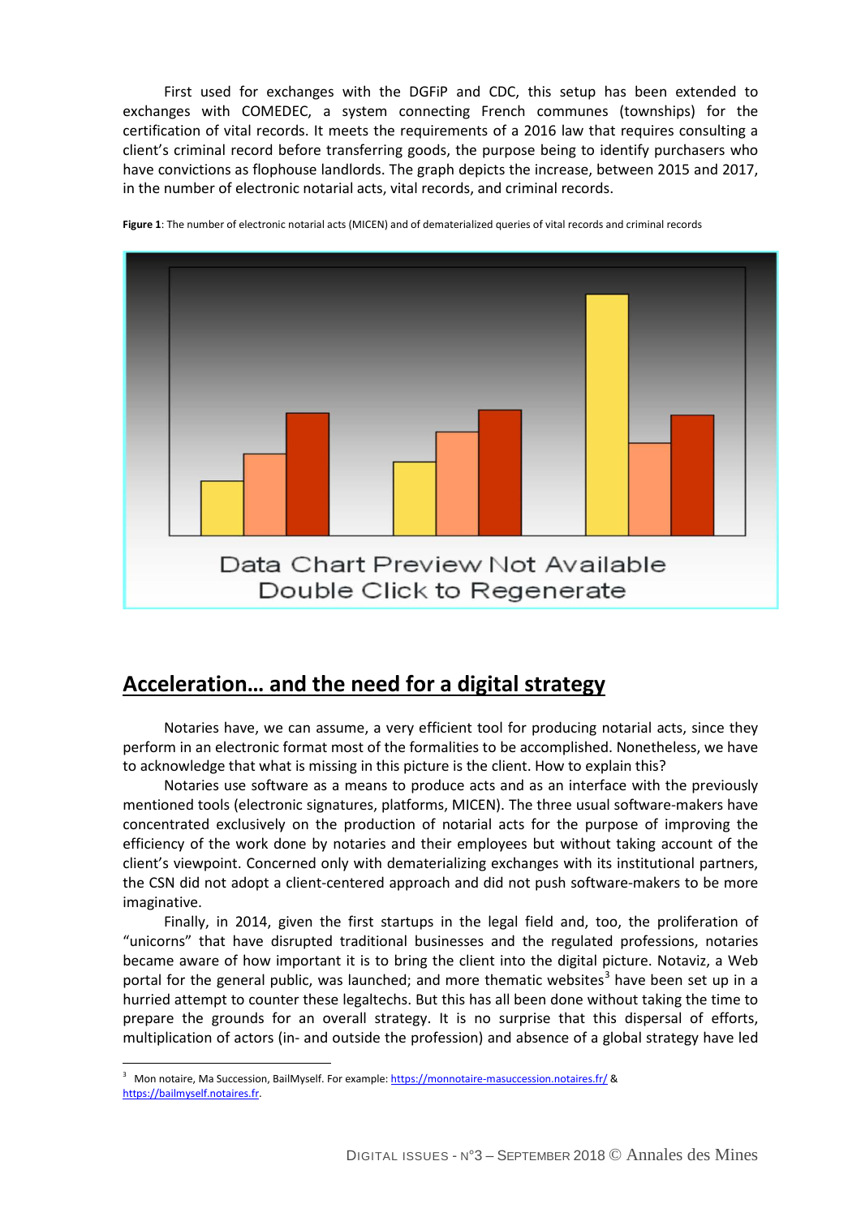First used for exchanges with the DGFiP and CDC, this setup has been extended to exchanges with COMEDEC, a system connecting French communes (townships) for the certification of vital records. It meets the requirements of a 2016 law that requires consulting a client's criminal record before transferring goods, the purpose being to identify purchasers who have convictions as flophouse landlords. The graph depicts the increase, between 2015 and 2017, in the number of electronic notarial acts, vital records, and criminal records.

**Figure 1**: The number of electronic notarial acts (MICEN) and of dematerialized queries of vital records and criminal records

Data Chart Preview Not Available
Double Click to Regenerate

## Acceleration… and the need for a digital strategy

Notaries have, we can assume, a very efficient tool for producing notarial acts, since they perform in an electronic format most of the formalities to be accomplished. Nonetheless, we have to acknowledge that what is missing in this picture is the client. How to explain this?

Notaries use software as a means to produce acts and as an interface with the previously mentioned tools (electronic signatures, platforms, MICEN). The three usual software-makers have concentrated exclusively on the production of notarial acts for the purpose of improving the efficiency of the work done by notaries and their employees but without taking account of the client's viewpoint. Concerned only with dematerializing exchanges with its institutional partners, the CSN did not adopt a client-centered approach and did not push software-makers to be more imaginative.

Finally, in 2014, given the first startups in the legal field and, too, the proliferation of "unicorns" that have disrupted traditional businesses and the regulated professions, notaries became aware of how important it is to bring the client into the digital picture. Notaviz, a Web portal for the general public, was launched; and more thematic websites[3] have been set up in a hurried attempt to counter these legaltechs. But this has all been done without taking the time to prepare the grounds for an overall strategy. It is no surprise that this dispersal of efforts, multiplication of actors (in- and outside the profession) and absence of a global strategy have led

[3] Mon notaire, Ma Succession, BailMyself. For example: https://monnotaire-masuccession.notaires.fr/ & https://bailmyself.notaires.fr.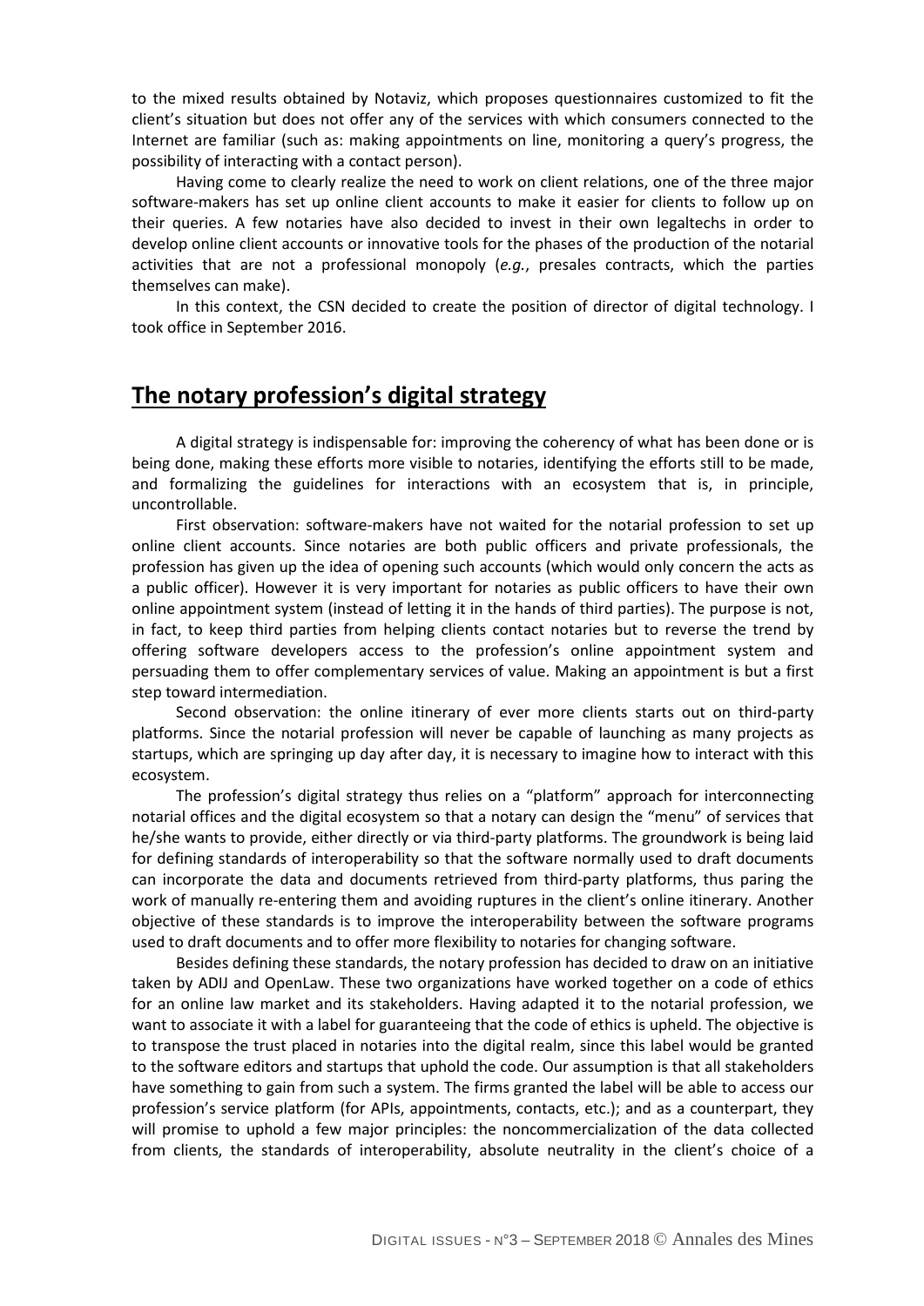to the mixed results obtained by Notaviz, which proposes questionnaires customized to fit the client's situation but does not offer any of the services with which consumers connected to the Internet are familiar (such as: making appointments on line, monitoring a query's progress, the possibility of interacting with a contact person).

Having come to clearly realize the need to work on client relations, one of the three major software-makers has set up online client accounts to make it easier for clients to follow up on their queries. A few notaries have also decided to invest in their own legaltechs in order to develop online client accounts or innovative tools for the phases of the production of the notarial activities that are not a professional monopoly (*e.g.*, presales contracts, which the parties themselves can make).

In this context, the CSN decided to create the position of director of digital technology. I took office in September 2016.

## The notary profession's digital strategy

A digital strategy is indispensable for: improving the coherency of what has been done or is being done, making these efforts more visible to notaries, identifying the efforts still to be made, and formalizing the guidelines for interactions with an ecosystem that is, in principle, uncontrollable.

First observation: software-makers have not waited for the notarial profession to set up online client accounts. Since notaries are both public officers and private professionals, the profession has given up the idea of opening such accounts (which would only concern the acts as a public officer). However it is very important for notaries as public officers to have their own online appointment system (instead of letting it in the hands of third parties). The purpose is not, in fact, to keep third parties from helping clients contact notaries but to reverse the trend by offering software developers access to the profession's online appointment system and persuading them to offer complementary services of value. Making an appointment is but a first step toward intermediation.

Second observation: the online itinerary of ever more clients starts out on third-party platforms. Since the notarial profession will never be capable of launching as many projects as startups, which are springing up day after day, it is necessary to imagine how to interact with this ecosystem.

The profession's digital strategy thus relies on a "platform" approach for interconnecting notarial offices and the digital ecosystem so that a notary can design the "menu" of services that he/she wants to provide, either directly or via third-party platforms. The groundwork is being laid for defining standards of interoperability so that the software normally used to draft documents can incorporate the data and documents retrieved from third-party platforms, thus paring the work of manually re-entering them and avoiding ruptures in the client's online itinerary. Another objective of these standards is to improve the interoperability between the software programs used to draft documents and to offer more flexibility to notaries for changing software.

Besides defining these standards, the notary profession has decided to draw on an initiative taken by ADIJ and OpenLaw. These two organizations have worked together on a code of ethics for an online law market and its stakeholders. Having adapted it to the notarial profession, we want to associate it with a label for guaranteeing that the code of ethics is upheld. The objective is to transpose the trust placed in notaries into the digital realm, since this label would be granted to the software editors and startups that uphold the code. Our assumption is that all stakeholders have something to gain from such a system. The firms granted the label will be able to access our profession's service platform (for APIs, appointments, contacts, etc.); and as a counterpart, they will promise to uphold a few major principles: the noncommercialization of the data collected from clients, the standards of interoperability, absolute neutrality in the client's choice of a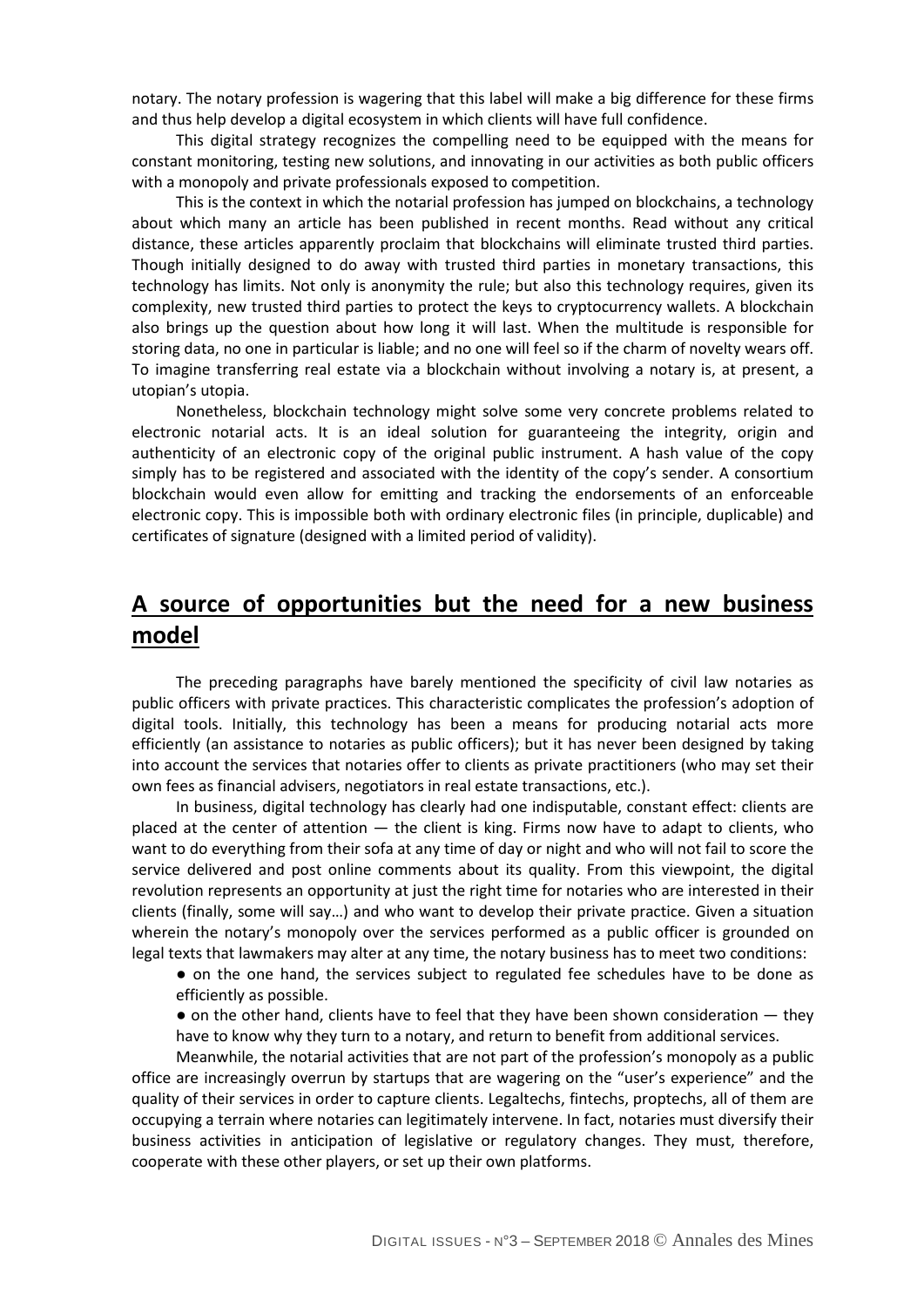notary. The notary profession is wagering that this label will make a big difference for these firms and thus help develop a digital ecosystem in which clients will have full confidence.

This digital strategy recognizes the compelling need to be equipped with the means for constant monitoring, testing new solutions, and innovating in our activities as both public officers with a monopoly and private professionals exposed to competition.

This is the context in which the notarial profession has jumped on blockchains, a technology about which many an article has been published in recent months. Read without any critical distance, these articles apparently proclaim that blockchains will eliminate trusted third parties. Though initially designed to do away with trusted third parties in monetary transactions, this technology has limits. Not only is anonymity the rule; but also this technology requires, given its complexity, new trusted third parties to protect the keys to cryptocurrency wallets. A blockchain also brings up the question about how long it will last. When the multitude is responsible for storing data, no one in particular is liable; and no one will feel so if the charm of novelty wears off. To imagine transferring real estate via a blockchain without involving a notary is, at present, a utopian's utopia.

Nonetheless, blockchain technology might solve some very concrete problems related to electronic notarial acts. It is an ideal solution for guaranteeing the integrity, origin and authenticity of an electronic copy of the original public instrument. A hash value of the copy simply has to be registered and associated with the identity of the copy's sender. A consortium blockchain would even allow for emitting and tracking the endorsements of an enforceable electronic copy. This is impossible both with ordinary electronic files (in principle, duplicable) and certificates of signature (designed with a limited period of validity).

## A source of opportunities but the need for a new business model

The preceding paragraphs have barely mentioned the specificity of civil law notaries as public officers with private practices. This characteristic complicates the profession's adoption of digital tools. Initially, this technology has been a means for producing notarial acts more efficiently (an assistance to notaries as public officers); but it has never been designed by taking into account the services that notaries offer to clients as private practitioners (who may set their own fees as financial advisers, negotiators in real estate transactions, etc.).

In business, digital technology has clearly had one indisputable, constant effect: clients are placed at the center of attention — the client is king. Firms now have to adapt to clients, who want to do everything from their sofa at any time of day or night and who will not fail to score the service delivered and post online comments about its quality. From this viewpoint, the digital revolution represents an opportunity at just the right time for notaries who are interested in their clients (finally, some will say…) and who want to develop their private practice. Given a situation wherein the notary's monopoly over the services performed as a public officer is grounded on legal texts that lawmakers may alter at any time, the notary business has to meet two conditions:

- on the one hand, the services subject to regulated fee schedules have to be done as efficiently as possible.
- on the other hand, clients have to feel that they have been shown consideration — they have to know why they turn to a notary, and return to benefit from additional services.

Meanwhile, the notarial activities that are not part of the profession's monopoly as a public office are increasingly overrun by startups that are wagering on the "user's experience" and the quality of their services in order to capture clients. Legaltechs, fintechs, proptechs, all of them are occupying a terrain where notaries can legitimately intervene. In fact, notaries must diversify their business activities in anticipation of legislative or regulatory changes. They must, therefore, cooperate with these other players, or set up their own platforms.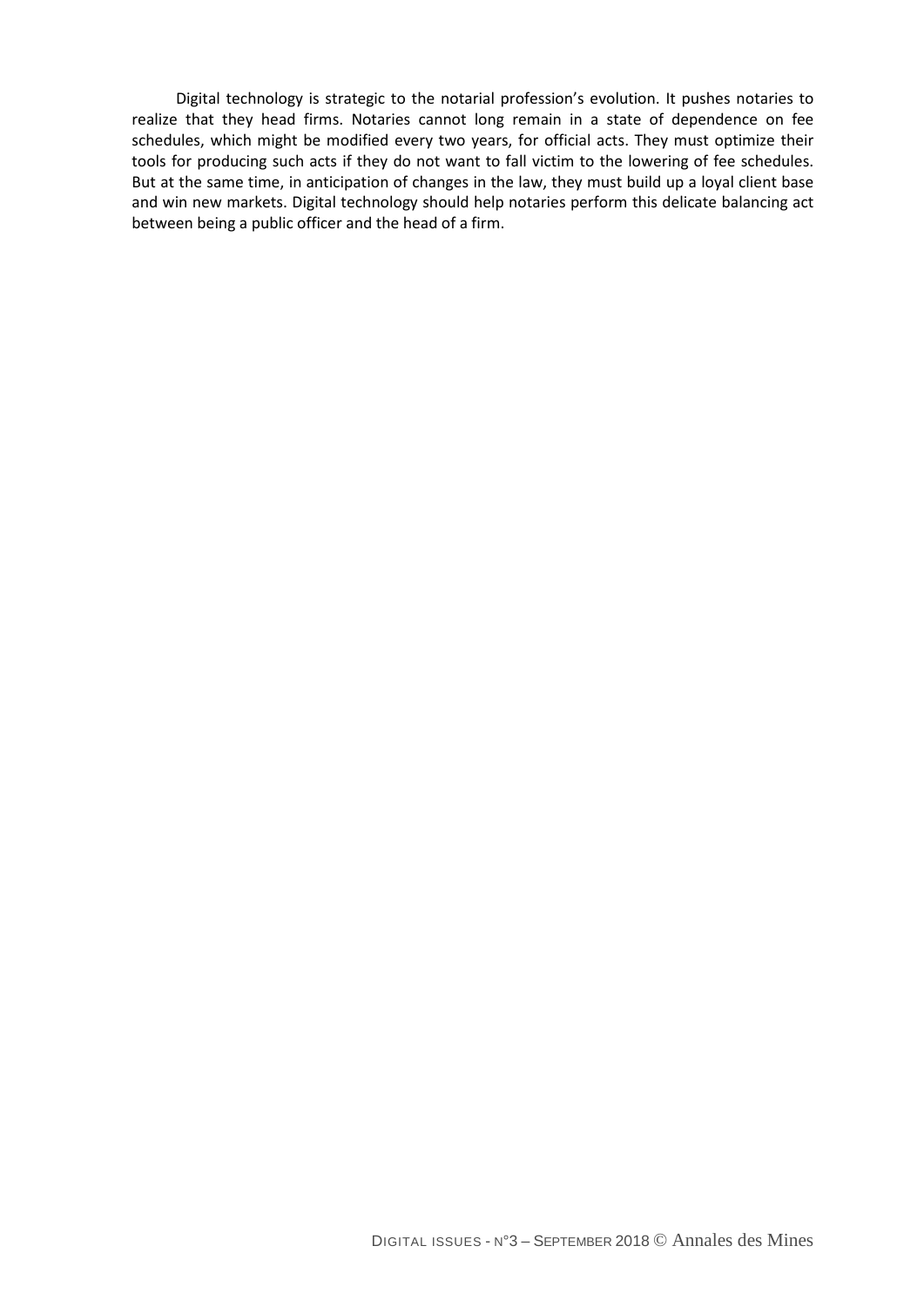Digital technology is strategic to the notarial profession's evolution. It pushes notaries to realize that they head firms. Notaries cannot long remain in a state of dependence on fee schedules, which might be modified every two years, for official acts. They must optimize their tools for producing such acts if they do not want to fall victim to the lowering of fee schedules. But at the same time, in anticipation of changes in the law, they must build up a loyal client base and win new markets. Digital technology should help notaries perform this delicate balancing act between being a public officer and the head of a firm.